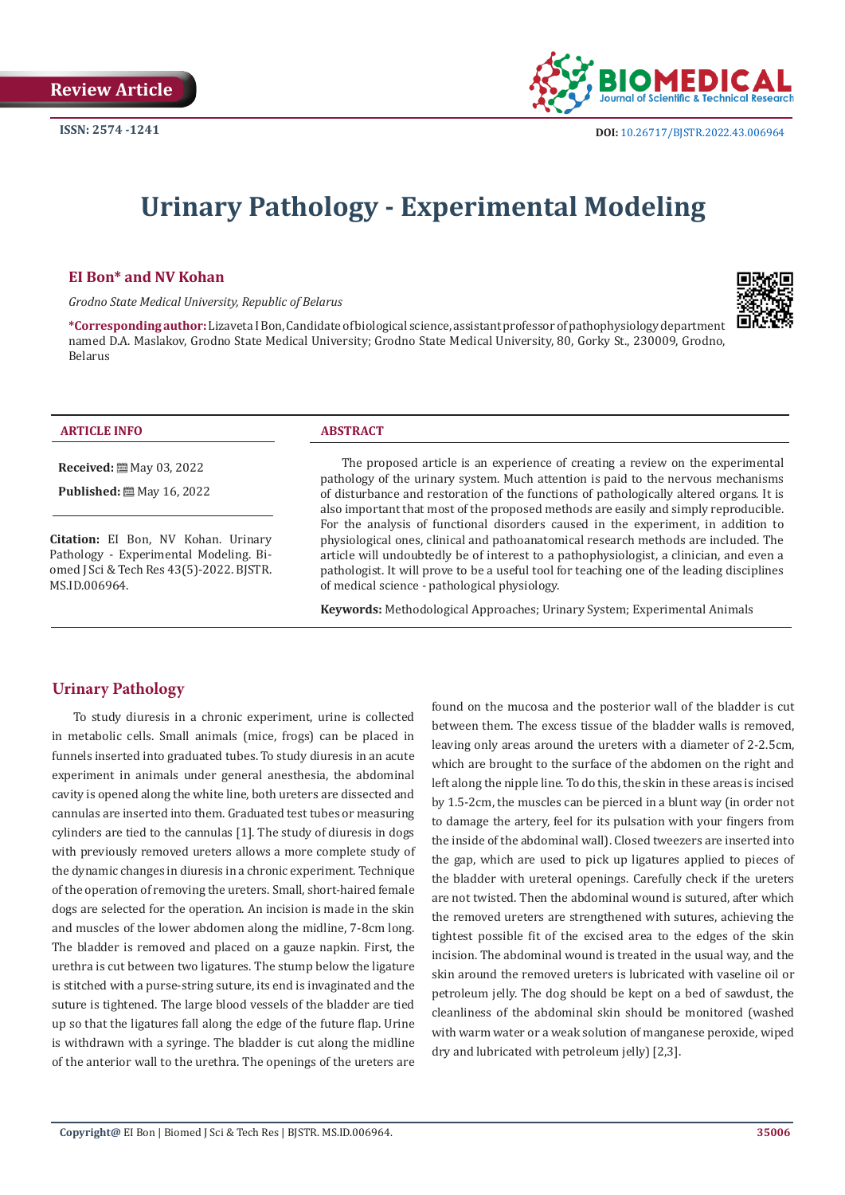Review Article

ISSN: 2574 -1241

DOI: 10.26717/BJSTR.2022.43.006964

# Urinary Pathology - Experimental Modeling

**EI Bon* and NV Kohan**

*Grodno State Medical University, Republic of Belarus*

**\*Corresponding author:** Lizaveta I Bon, Candidate of biological science, assistant professor of pathophysiology department named D.A. Maslakov, Grodno State Medical University; Grodno State Medical University, 80, Gorky St., 230009, Grodno, Belarus

**ARTICLE INFO**

**Received:** May 03, 2022

**Published:** May 16, 2022

**Citation:** EI Bon, NV Kohan. Urinary Pathology - Experimental Modeling. Biomed J Sci & Tech Res 43(5)-2022. BJSTR. MS.ID.006964.

**ABSTRACT**

The proposed article is an experience of creating a review on the experimental pathology of the urinary system. Much attention is paid to the nervous mechanisms of disturbance and restoration of the functions of pathologically altered organs. It is also important that most of the proposed methods are easily and simply reproducible. For the analysis of functional disorders caused in the experiment, in addition to physiological ones, clinical and pathoanatomical research methods are included. The article will undoubtedly be of interest to a pathophysiologist, a clinician, and even a pathologist. It will prove to be a useful tool for teaching one of the leading disciplines of medical science - pathological physiology.

**Keywords:** Methodological Approaches; Urinary System; Experimental Animals

## Urinary Pathology

To study diuresis in a chronic experiment, urine is collected in metabolic cells. Small animals (mice, frogs) can be placed in funnels inserted into graduated tubes. To study diuresis in an acute experiment in animals under general anesthesia, the abdominal cavity is opened along the white line, both ureters are dissected and cannulas are inserted into them. Graduated test tubes or measuring cylinders are tied to the cannulas [1]. The study of diuresis in dogs with previously removed ureters allows a more complete study of the dynamic changes in diuresis in a chronic experiment. Technique of the operation of removing the ureters. Small, short-haired female dogs are selected for the operation. An incision is made in the skin and muscles of the lower abdomen along the midline, 7-8cm long. The bladder is removed and placed on a gauze napkin. First, the urethra is cut between two ligatures. The stump below the ligature is stitched with a purse-string suture, its end is invaginated and the suture is tightened. The large blood vessels of the bladder are tied up so that the ligatures fall along the edge of the future flap. Urine is withdrawn with a syringe. The bladder is cut along the midline of the anterior wall to the urethra. The openings of the ureters are found on the mucosa and the posterior wall of the bladder is cut between them. The excess tissue of the bladder walls is removed, leaving only areas around the ureters with a diameter of 2-2.5cm, which are brought to the surface of the abdomen on the right and left along the nipple line. To do this, the skin in these areas is incised by 1.5-2cm, the muscles can be pierced in a blunt way (in order not to damage the artery, feel for its pulsation with your fingers from the inside of the abdominal wall). Closed tweezers are inserted into the gap, which are used to pick up ligatures applied to pieces of the bladder with ureteral openings. Carefully check if the ureters are not twisted. Then the abdominal wound is sutured, after which the removed ureters are strengthened with sutures, achieving the tightest possible fit of the excised area to the edges of the skin incision. The abdominal wound is treated in the usual way, and the skin around the removed ureters is lubricated with vaseline oil or petroleum jelly. The dog should be kept on a bed of sawdust, the cleanliness of the abdominal skin should be monitored (washed with warm water or a weak solution of manganese peroxide, wiped dry and lubricated with petroleum jelly) [2,3].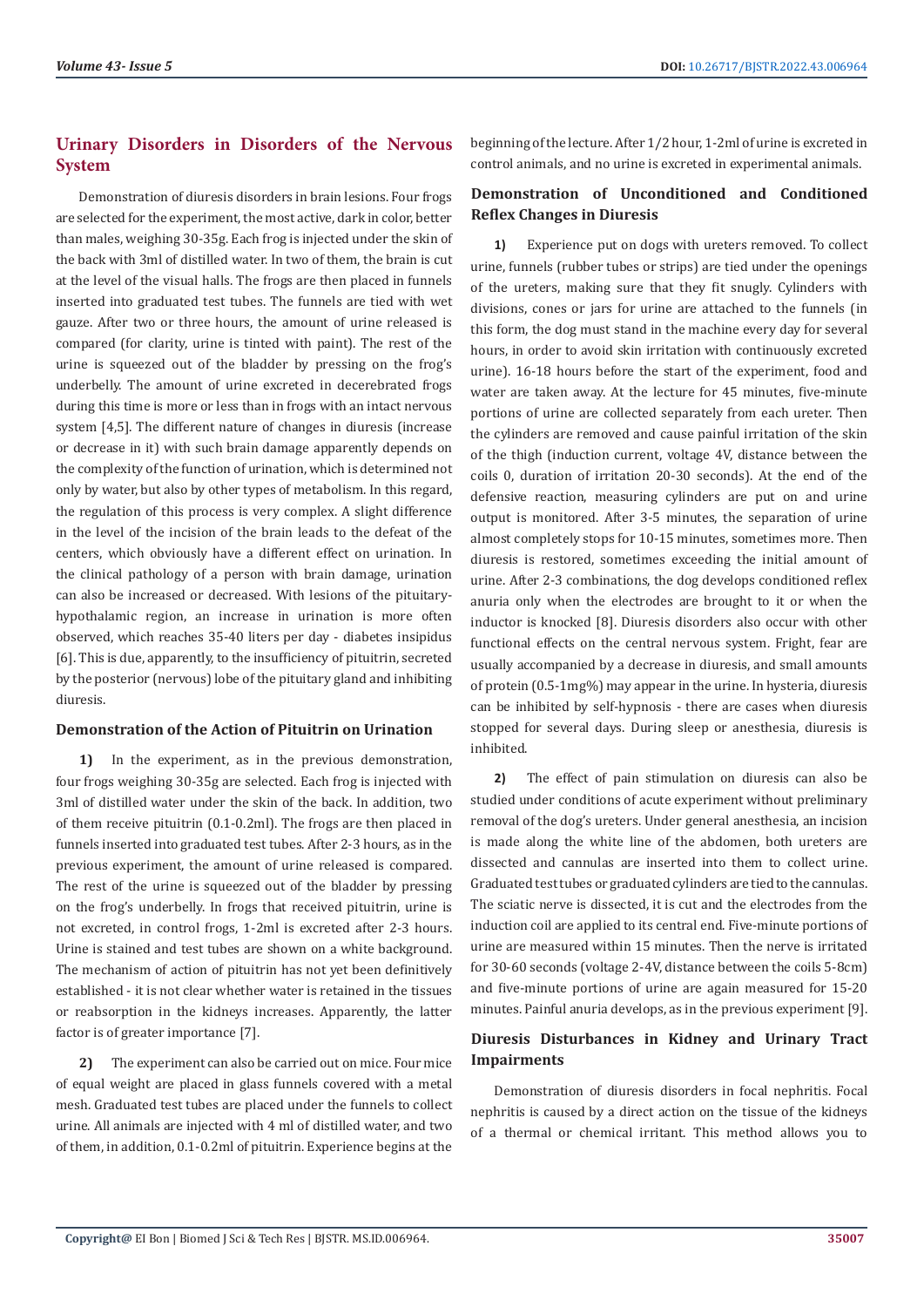## Urinary Disorders in Disorders of the Nervous System

Demonstration of diuresis disorders in brain lesions. Four frogs are selected for the experiment, the most active, dark in color, better than males, weighing 30-35g. Each frog is injected under the skin of the back with 3ml of distilled water. In two of them, the brain is cut at the level of the visual halls. The frogs are then placed in funnels inserted into graduated test tubes. The funnels are tied with wet gauze. After two or three hours, the amount of urine released is compared (for clarity, urine is tinted with paint). The rest of the urine is squeezed out of the bladder by pressing on the frog's underbelly. The amount of urine excreted in decerebrated frogs during this time is more or less than in frogs with an intact nervous system [4,5]. The different nature of changes in diuresis (increase or decrease in it) with such brain damage apparently depends on the complexity of the function of urination, which is determined not only by water, but also by other types of metabolism. In this regard, the regulation of this process is very complex. A slight difference in the level of the incision of the brain leads to the defeat of the centers, which obviously have a different effect on urination. In the clinical pathology of a person with brain damage, urination can also be increased or decreased. With lesions of the pituitary-hypothalamic region, an increase in urination is more often observed, which reaches 35-40 liters per day - diabetes insipidus [6]. This is due, apparently, to the insufficiency of pituitrin, secreted by the posterior (nervous) lobe of the pituitary gland and inhibiting diuresis.

### Demonstration of the Action of Pituitrin on Urination

**1)** In the experiment, as in the previous demonstration, four frogs weighing 30-35g are selected. Each frog is injected with 3ml of distilled water under the skin of the back. In addition, two of them receive pituitrin (0.1-0.2ml). The frogs are then placed in funnels inserted into graduated test tubes. After 2-3 hours, as in the previous experiment, the amount of urine released is compared. The rest of the urine is squeezed out of the bladder by pressing on the frog's underbelly. In frogs that received pituitrin, urine is not excreted, in control frogs, 1-2ml is excreted after 2-3 hours. Urine is stained and test tubes are shown on a white background. The mechanism of action of pituitrin has not yet been definitively established - it is not clear whether water is retained in the tissues or reabsorption in the kidneys increases. Apparently, the latter factor is of greater importance [7].

**2)** The experiment can also be carried out on mice. Four mice of equal weight are placed in glass funnels covered with a metal mesh. Graduated test tubes are placed under the funnels to collect urine. All animals are injected with 4 ml of distilled water, and two of them, in addition, 0.1-0.2ml of pituitrin. Experience begins at the beginning of the lecture. After 1/2 hour, 1-2ml of urine is excreted in control animals, and no urine is excreted in experimental animals.

### Demonstration of Unconditioned and Conditioned Reflex Changes in Diuresis

**1)** Experience put on dogs with ureters removed. To collect urine, funnels (rubber tubes or strips) are tied under the openings of the ureters, making sure that they fit snugly. Cylinders with divisions, cones or jars for urine are attached to the funnels (in this form, the dog must stand in the machine every day for several hours, in order to avoid skin irritation with continuously excreted urine). 16-18 hours before the start of the experiment, food and water are taken away. At the lecture for 45 minutes, five-minute portions of urine are collected separately from each ureter. Then the cylinders are removed and cause painful irritation of the skin of the thigh (induction current, voltage 4V, distance between the coils 0, duration of irritation 20-30 seconds). At the end of the defensive reaction, measuring cylinders are put on and urine output is monitored. After 3-5 minutes, the separation of urine almost completely stops for 10-15 minutes, sometimes more. Then diuresis is restored, sometimes exceeding the initial amount of urine. After 2-3 combinations, the dog develops conditioned reflex anuria only when the electrodes are brought to it or when the inductor is knocked [8]. Diuresis disorders also occur with other functional effects on the central nervous system. Fright, fear are usually accompanied by a decrease in diuresis, and small amounts of protein (0.5-1mg%) may appear in the urine. In hysteria, diuresis can be inhibited by self-hypnosis - there are cases when diuresis stopped for several days. During sleep or anesthesia, diuresis is inhibited.

**2)** The effect of pain stimulation on diuresis can also be studied under conditions of acute experiment without preliminary removal of the dog's ureters. Under general anesthesia, an incision is made along the white line of the abdomen, both ureters are dissected and cannulas are inserted into them to collect urine. Graduated test tubes or graduated cylinders are tied to the cannulas. The sciatic nerve is dissected, it is cut and the electrodes from the induction coil are applied to its central end. Five-minute portions of urine are measured within 15 minutes. Then the nerve is irritated for 30-60 seconds (voltage 2-4V, distance between the coils 5-8cm) and five-minute portions of urine are again measured for 15-20 minutes. Painful anuria develops, as in the previous experiment [9].

## Diuresis Disturbances in Kidney and Urinary Tract Impairments

Demonstration of diuresis disorders in focal nephritis. Focal nephritis is caused by a direct action on the tissue of the kidneys of a thermal or chemical irritant. This method allows you to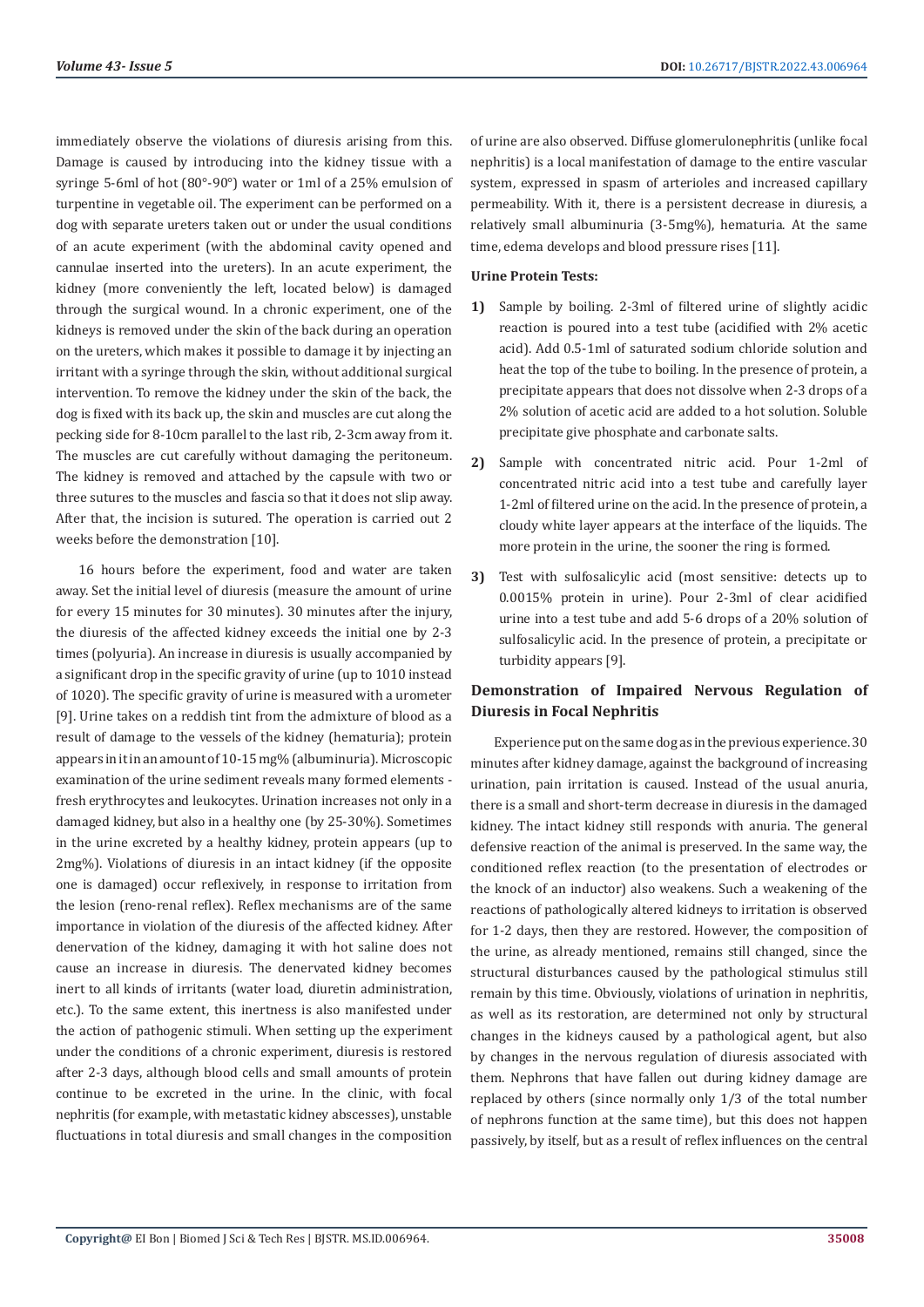immediately observe the violations of diuresis arising from this. Damage is caused by introducing into the kidney tissue with a syringe 5-6ml of hot (80°-90°) water or 1ml of a 25% emulsion of turpentine in vegetable oil. The experiment can be performed on a dog with separate ureters taken out or under the usual conditions of an acute experiment (with the abdominal cavity opened and cannulae inserted into the ureters). In an acute experiment, the kidney (more conveniently the left, located below) is damaged through the surgical wound. In a chronic experiment, one of the kidneys is removed under the skin of the back during an operation on the ureters, which makes it possible to damage it by injecting an irritant with a syringe through the skin, without additional surgical intervention. To remove the kidney under the skin of the back, the dog is fixed with its back up, the skin and muscles are cut along the pecking side for 8-10cm parallel to the last rib, 2-3cm away from it. The muscles are cut carefully without damaging the peritoneum. The kidney is removed and attached by the capsule with two or three sutures to the muscles and fascia so that it does not slip away. After that, the incision is sutured. The operation is carried out 2 weeks before the demonstration [10].

16 hours before the experiment, food and water are taken away. Set the initial level of diuresis (measure the amount of urine for every 15 minutes for 30 minutes). 30 minutes after the injury, the diuresis of the affected kidney exceeds the initial one by 2-3 times (polyuria). An increase in diuresis is usually accompanied by a significant drop in the specific gravity of urine (up to 1010 instead of 1020). The specific gravity of urine is measured with a urometer [9]. Urine takes on a reddish tint from the admixture of blood as a result of damage to the vessels of the kidney (hematuria); protein appears in it in an amount of 10-15 mg% (albuminuria). Microscopic examination of the urine sediment reveals many formed elements - fresh erythrocytes and leukocytes. Urination increases not only in a damaged kidney, but also in a healthy one (by 25-30%). Sometimes in the urine excreted by a healthy kidney, protein appears (up to 2mg%). Violations of diuresis in an intact kidney (if the opposite one is damaged) occur reflexively, in response to irritation from the lesion (reno-renal reflex). Reflex mechanisms are of the same importance in violation of the diuresis of the affected kidney. After denervation of the kidney, damaging it with hot saline does not cause an increase in diuresis. The denervated kidney becomes inert to all kinds of irritants (water load, diuretin administration, etc.). To the same extent, this inertness is also manifested under the action of pathogenic stimuli. When setting up the experiment under the conditions of a chronic experiment, diuresis is restored after 2-3 days, although blood cells and small amounts of protein continue to be excreted in the urine. In the clinic, with focal nephritis (for example, with metastatic kidney abscesses), unstable fluctuations in total diuresis and small changes in the composition of urine are also observed. Diffuse glomerulonephritis (unlike focal nephritis) is a local manifestation of damage to the entire vascular system, expressed in spasm of arterioles and increased capillary permeability. With it, there is a persistent decrease in diuresis, a relatively small albuminuria (3-5mg%), hematuria. At the same time, edema develops and blood pressure rises [11].

**Urine Protein Tests:**

1) Sample by boiling. 2-3ml of filtered urine of slightly acidic reaction is poured into a test tube (acidified with 2% acetic acid). Add 0.5-1ml of saturated sodium chloride solution and heat the top of the tube to boiling. In the presence of protein, a precipitate appears that does not dissolve when 2-3 drops of a 2% solution of acetic acid are added to a hot solution. Soluble precipitate give phosphate and carbonate salts.

2) Sample with concentrated nitric acid. Pour 1-2ml of concentrated nitric acid into a test tube and carefully layer 1-2ml of filtered urine on the acid. In the presence of protein, a cloudy white layer appears at the interface of the liquids. The more protein in the urine, the sooner the ring is formed.

3) Test with sulfosalicylic acid (most sensitive: detects up to 0.0015% protein in urine). Pour 2-3ml of clear acidified urine into a test tube and add 5-6 drops of a 20% solution of sulfosalicylic acid. In the presence of protein, a precipitate or turbidity appears [9].

## Demonstration of Impaired Nervous Regulation of Diuresis in Focal Nephritis

Experience put on the same dog as in the previous experience. 30 minutes after kidney damage, against the background of increasing urination, pain irritation is caused. Instead of the usual anuria, there is a small and short-term decrease in diuresis in the damaged kidney. The intact kidney still responds with anuria. The general defensive reaction of the animal is preserved. In the same way, the conditioned reflex reaction (to the presentation of electrodes or the knock of an inductor) also weakens. Such a weakening of the reactions of pathologically altered kidneys to irritation is observed for 1-2 days, then they are restored. However, the composition of the urine, as already mentioned, remains still changed, since the structural disturbances caused by the pathological stimulus still remain by this time. Obviously, violations of urination in nephritis, as well as its restoration, are determined not only by structural changes in the kidneys caused by a pathological agent, but also by changes in the nervous regulation of diuresis associated with them. Nephrons that have fallen out during kidney damage are replaced by others (since normally only 1/3 of the total number of nephrons function at the same time), but this does not happen passively, by itself, but as a result of reflex influences on the central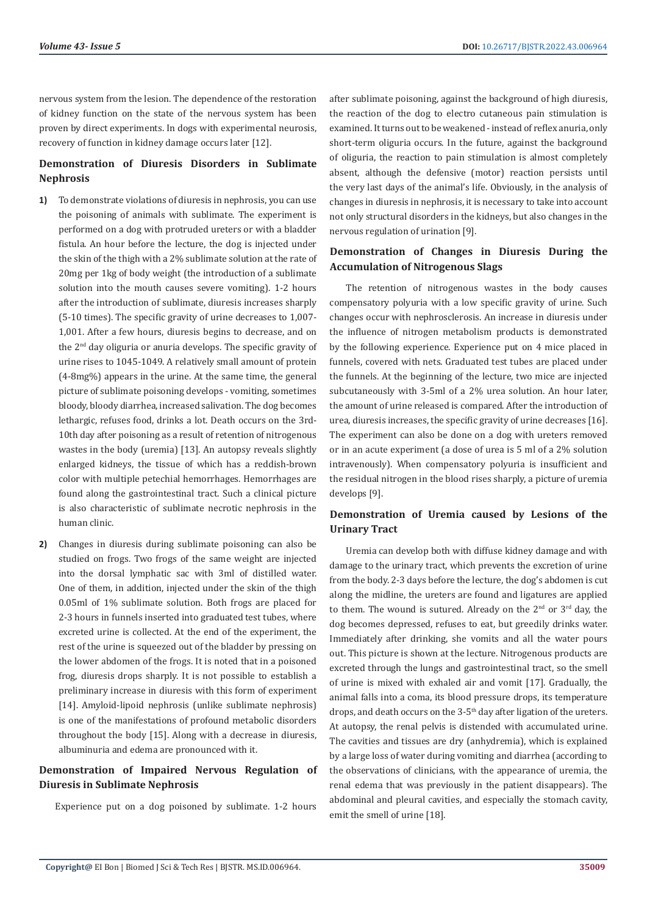nervous system from the lesion. The dependence of the restoration of kidney function on the state of the nervous system has been proven by direct experiments. In dogs with experimental neurosis, recovery of function in kidney damage occurs later [12].

## Demonstration of Diuresis Disorders in Sublimate Nephrosis

1) To demonstrate violations of diuresis in nephrosis, you can use the poisoning of animals with sublimate. The experiment is performed on a dog with protruded ureters or with a bladder fistula. An hour before the lecture, the dog is injected under the skin of the thigh with a 2% sublimate solution at the rate of 20mg per 1kg of body weight (the introduction of a sublimate solution into the mouth causes severe vomiting). 1-2 hours after the introduction of sublimate, diuresis increases sharply (5-10 times). The specific gravity of urine decreases to 1,007-1,001. After a few hours, diuresis begins to decrease, and on the 2nd day oliguria or anuria develops. The specific gravity of urine rises to 1045-1049. A relatively small amount of protein (4-8mg%) appears in the urine. At the same time, the general picture of sublimate poisoning develops - vomiting, sometimes bloody, bloody diarrhea, increased salivation. The dog becomes lethargic, refuses food, drinks a lot. Death occurs on the 3rd-10th day after poisoning as a result of retention of nitrogenous wastes in the body (uremia) [13]. An autopsy reveals slightly enlarged kidneys, the tissue of which has a reddish-brown color with multiple petechial hemorrhages. Hemorrhages are found along the gastrointestinal tract. Such a clinical picture is also characteristic of sublimate necrotic nephrosis in the human clinic.

2) Changes in diuresis during sublimate poisoning can also be studied on frogs. Two frogs of the same weight are injected into the dorsal lymphatic sac with 3ml of distilled water. One of them, in addition, injected under the skin of the thigh 0.05ml of 1% sublimate solution. Both frogs are placed for 2-3 hours in funnels inserted into graduated test tubes, where excreted urine is collected. At the end of the experiment, the rest of the urine is squeezed out of the bladder by pressing on the lower abdomen of the frogs. It is noted that in a poisoned frog, diuresis drops sharply. It is not possible to establish a preliminary increase in diuresis with this form of experiment [14]. Amyloid-lipoid nephrosis (unlike sublimate nephrosis) is one of the manifestations of profound metabolic disorders throughout the body [15]. Along with a decrease in diuresis, albuminuria and edema are pronounced with it.

## Demonstration of Impaired Nervous Regulation of Diuresis in Sublimate Nephrosis

Experience put on a dog poisoned by sublimate. 1-2 hours after sublimate poisoning, against the background of high diuresis, the reaction of the dog to electro cutaneous pain stimulation is examined. It turns out to be weakened - instead of reflex anuria, only short-term oliguria occurs. In the future, against the background of oliguria, the reaction to pain stimulation is almost completely absent, although the defensive (motor) reaction persists until the very last days of the animal's life. Obviously, in the analysis of changes in diuresis in nephrosis, it is necessary to take into account not only structural disorders in the kidneys, but also changes in the nervous regulation of urination [9].

## Demonstration of Changes in Diuresis During the Accumulation of Nitrogenous Slags

The retention of nitrogenous wastes in the body causes compensatory polyuria with a low specific gravity of urine. Such changes occur with nephrosclerosis. An increase in diuresis under the influence of nitrogen metabolism products is demonstrated by the following experience. Experience put on 4 mice placed in funnels, covered with nets. Graduated test tubes are placed under the funnels. At the beginning of the lecture, two mice are injected subcutaneously with 3-5ml of a 2% urea solution. An hour later, the amount of urine released is compared. After the introduction of urea, diuresis increases, the specific gravity of urine decreases [16]. The experiment can also be done on a dog with ureters removed or in an acute experiment (a dose of urea is 5 ml of a 2% solution intravenously). When compensatory polyuria is insufficient and the residual nitrogen in the blood rises sharply, a picture of uremia develops [9].

## Demonstration of Uremia caused by Lesions of the Urinary Tract

Uremia can develop both with diffuse kidney damage and with damage to the urinary tract, which prevents the excretion of urine from the body. 2-3 days before the lecture, the dog's abdomen is cut along the midline, the ureters are found and ligatures are applied to them. The wound is sutured. Already on the 2nd or 3rd day, the dog becomes depressed, refuses to eat, but greedily drinks water. Immediately after drinking, she vomits and all the water pours out. This picture is shown at the lecture. Nitrogenous products are excreted through the lungs and gastrointestinal tract, so the smell of urine is mixed with exhaled air and vomit [17]. Gradually, the animal falls into a coma, its blood pressure drops, its temperature drops, and death occurs on the 3-5th day after ligation of the ureters. At autopsy, the renal pelvis is distended with accumulated urine. The cavities and tissues are dry (anhydremia), which is explained by a large loss of water during vomiting and diarrhea (according to the observations of clinicians, with the appearance of uremia, the renal edema that was previously in the patient disappears). The abdominal and pleural cavities, and especially the stomach cavity, emit the smell of urine [18].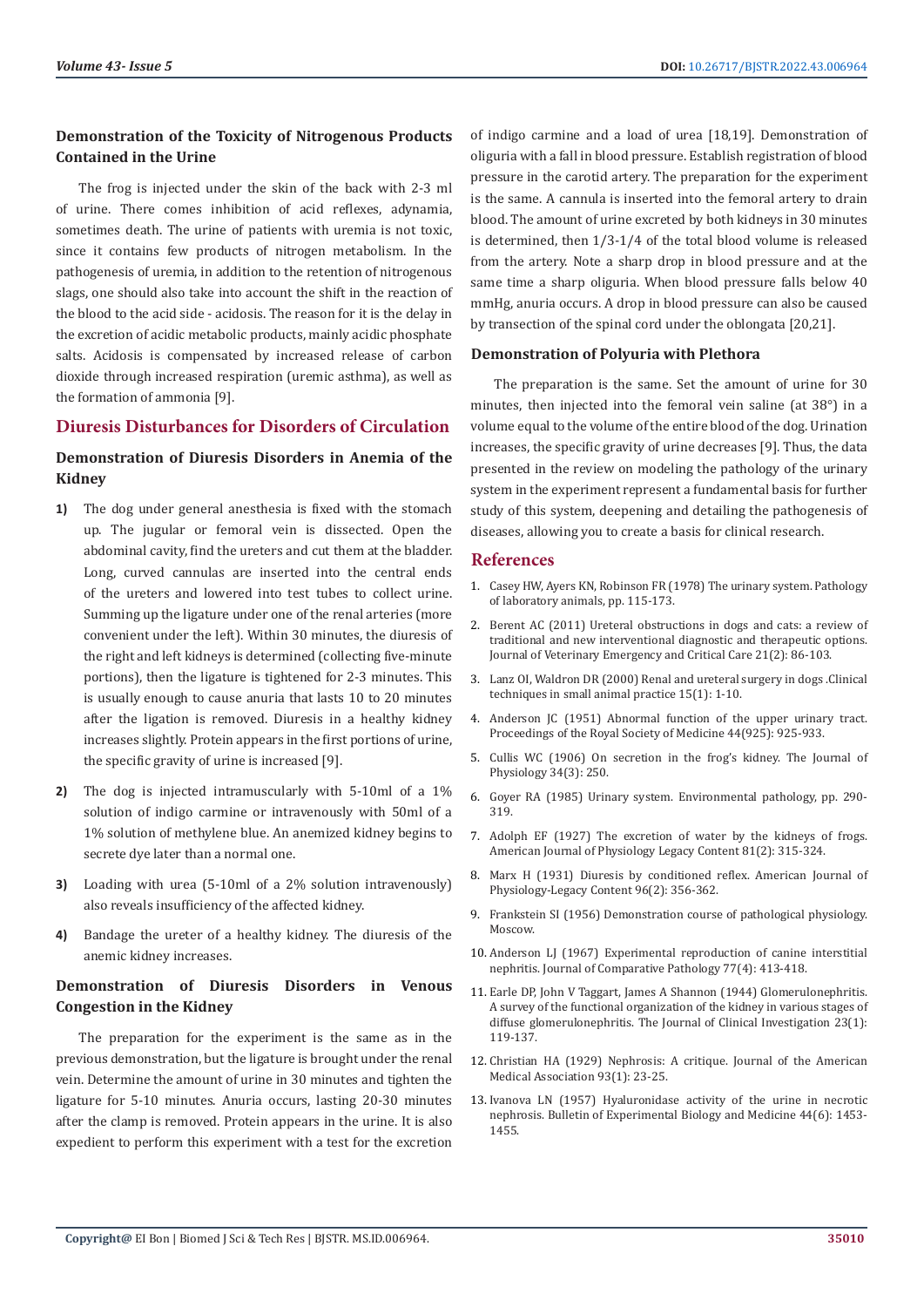### Demonstration of the Toxicity of Nitrogenous Products Contained in the Urine

The frog is injected under the skin of the back with 2-3 ml of urine. There comes inhibition of acid reflexes, adynamia, sometimes death. The urine of patients with uremia is not toxic, since it contains few products of nitrogen metabolism. In the pathogenesis of uremia, in addition to the retention of nitrogenous slags, one should also take into account the shift in the reaction of the blood to the acid side - acidosis. The reason for it is the delay in the excretion of acidic metabolic products, mainly acidic phosphate salts. Acidosis is compensated by increased release of carbon dioxide through increased respiration (uremic asthma), as well as the formation of ammonia [9].

## Diuresis Disturbances for Disorders of Circulation

### Demonstration of Diuresis Disorders in Anemia of the Kidney

1) The dog under general anesthesia is fixed with the stomach up. The jugular or femoral vein is dissected. Open the abdominal cavity, find the ureters and cut them at the bladder. Long, curved cannulas are inserted into the central ends of the ureters and lowered into test tubes to collect urine. Summing up the ligature under one of the renal arteries (more convenient under the left). Within 30 minutes, the diuresis of the right and left kidneys is determined (collecting five-minute portions), then the ligature is tightened for 2-3 minutes. This is usually enough to cause anuria that lasts 10 to 20 minutes after the ligation is removed. Diuresis in a healthy kidney increases slightly. Protein appears in the first portions of urine, the specific gravity of urine is increased [9].

2) The dog is injected intramuscularly with 5-10ml of a 1% solution of indigo carmine or intravenously with 50ml of a 1% solution of methylene blue. An anemized kidney begins to secrete dye later than a normal one.

3) Loading with urea (5-10ml of a 2% solution intravenously) also reveals insufficiency of the affected kidney.

4) Bandage the ureter of a healthy kidney. The diuresis of the anemic kidney increases.

### Demonstration of Diuresis Disorders in Venous Congestion in the Kidney

The preparation for the experiment is the same as in the previous demonstration, but the ligature is brought under the renal vein. Determine the amount of urine in 30 minutes and tighten the ligature for 5-10 minutes. Anuria occurs, lasting 20-30 minutes after the clamp is removed. Protein appears in the urine. It is also expedient to perform this experiment with a test for the excretion of indigo carmine and a load of urea [18,19]. Demonstration of oliguria with a fall in blood pressure. Establish registration of blood pressure in the carotid artery. The preparation for the experiment is the same. A cannula is inserted into the femoral artery to drain blood. The amount of urine excreted by both kidneys in 30 minutes is determined, then 1/3-1/4 of the total blood volume is released from the artery. Note a sharp drop in blood pressure and at the same time a sharp oliguria. When blood pressure falls below 40 mmHg, anuria occurs. A drop in blood pressure can also be caused by transection of the spinal cord under the oblongata [20,21].

### Demonstration of Polyuria with Plethora

The preparation is the same. Set the amount of urine for 30 minutes, then injected into the femoral vein saline (at 38°) in a volume equal to the volume of the entire blood of the dog. Urination increases, the specific gravity of urine decreases [9]. Thus, the data presented in the review on modeling the pathology of the urinary system in the experiment represent a fundamental basis for further study of this system, deepening and detailing the pathogenesis of diseases, allowing you to create a basis for clinical research.

## References

1. Casey HW, Ayers KN, Robinson FR (1978) The urinary system. Pathology of laboratory animals, pp. 115-173.
2. Berent AC (2011) Ureteral obstructions in dogs and cats: a review of traditional and new interventional diagnostic and therapeutic options. Journal of Veterinary Emergency and Critical Care 21(2): 86-103.
3. Lanz OI, Waldron DR (2000) Renal and ureteral surgery in dogs .Clinical techniques in small animal practice 15(1): 1-10.
4. Anderson JC (1951) Abnormal function of the upper urinary tract. Proceedings of the Royal Society of Medicine 44(925): 925-933.
5. Cullis WC (1906) On secretion in the frog's kidney. The Journal of Physiology 34(3): 250.
6. Goyer RA (1985) Urinary system. Environmental pathology, pp. 290-319.
7. Adolph EF (1927) The excretion of water by the kidneys of frogs. American Journal of Physiology Legacy Content 81(2): 315-324.
8. Marx H (1931) Diuresis by conditioned reflex. American Journal of Physiology-Legacy Content 96(2): 356-362.
9. Frankstein SI (1956) Demonstration course of pathological physiology. Moscow.
10. Anderson LJ (1967) Experimental reproduction of canine interstitial nephritis. Journal of Comparative Pathology 77(4): 413-418.
11. Earle DP, John V Taggart, James A Shannon (1944) Glomerulonephritis. A survey of the functional organization of the kidney in various stages of diffuse glomerulonephritis. The Journal of Clinical Investigation 23(1): 119-137.
12. Christian HA (1929) Nephrosis: A critique. Journal of the American Medical Association 93(1): 23-25.
13. Ivanova LN (1957) Hyaluronidase activity of the urine in necrotic nephrosis. Bulletin of Experimental Biology and Medicine 44(6): 1453-1455.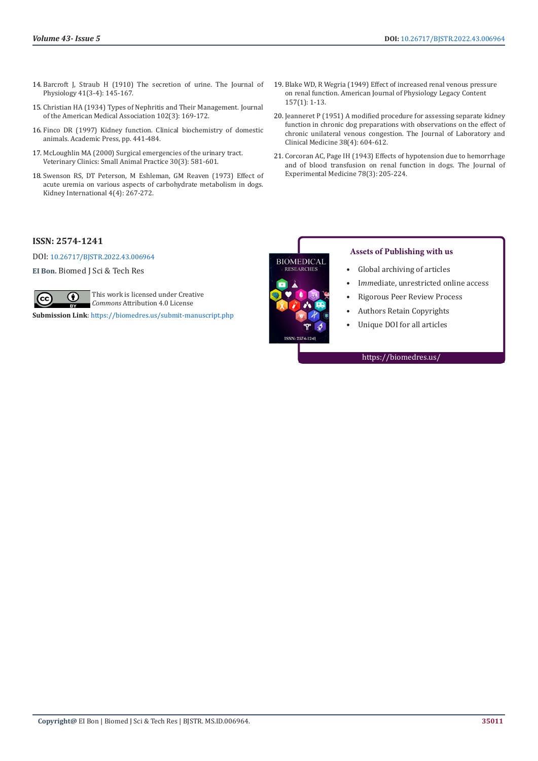14. Barcroft J, Straub H (1910) The secretion of urine. The Journal of Physiology 41(3-4): 145-167.
15. Christian HA (1934) Types of Nephritis and Their Management. Journal of the American Medical Association 102(3): 169-172.
16. Finco DR (1997) Kidney function. Clinical biochemistry of domestic animals. Academic Press, pp. 441-484.
17. McLoughlin MA (2000) Surgical emergencies of the urinary tract. Veterinary Clinics: Small Animal Practice 30(3): 581-601.
18. Swenson RS, DT Peterson, M Eshleman, GM Reaven (1973) Effect of acute uremia on various aspects of carbohydrate metabolism in dogs. Kidney International 4(4): 267-272.
19. Blake WD, R Wegria (1949) Effect of increased renal venous pressure on renal function. American Journal of Physiology Legacy Content 157(1): 1-13.
20. Jeanneret P (1951) A modified procedure for assessing separate kidney function in chronic dog preparations with observations on the effect of chronic unilateral venous congestion. The Journal of Laboratory and Clinical Medicine 38(4): 604-612.
21. Corcoran AC, Page IH (1943) Effects of hypotension due to hemorrhage and of blood transfusion on renal function in dogs. The Journal of Experimental Medicine 78(3): 205-224.

**ISSN: 2574-1241**

DOI: 10.26717/BJSTR.2022.43.006964

**EI Bon**. Biomed J Sci & Tech Res

This work is licensed under Creative *Commons* Attribution 4.0 License

**Submission Link**: https://biomedres.us/submit-manuscript.php

BIOMEDICAL RESEARCHES

ISSN: 2574-1241

**Assets of Publishing with us**

- Global archiving of articles
- Immediate, unrestricted online access
- Rigorous Peer Review Process
- Authors Retain Copyrights
- Unique DOI for all articles

https://biomedres.us/